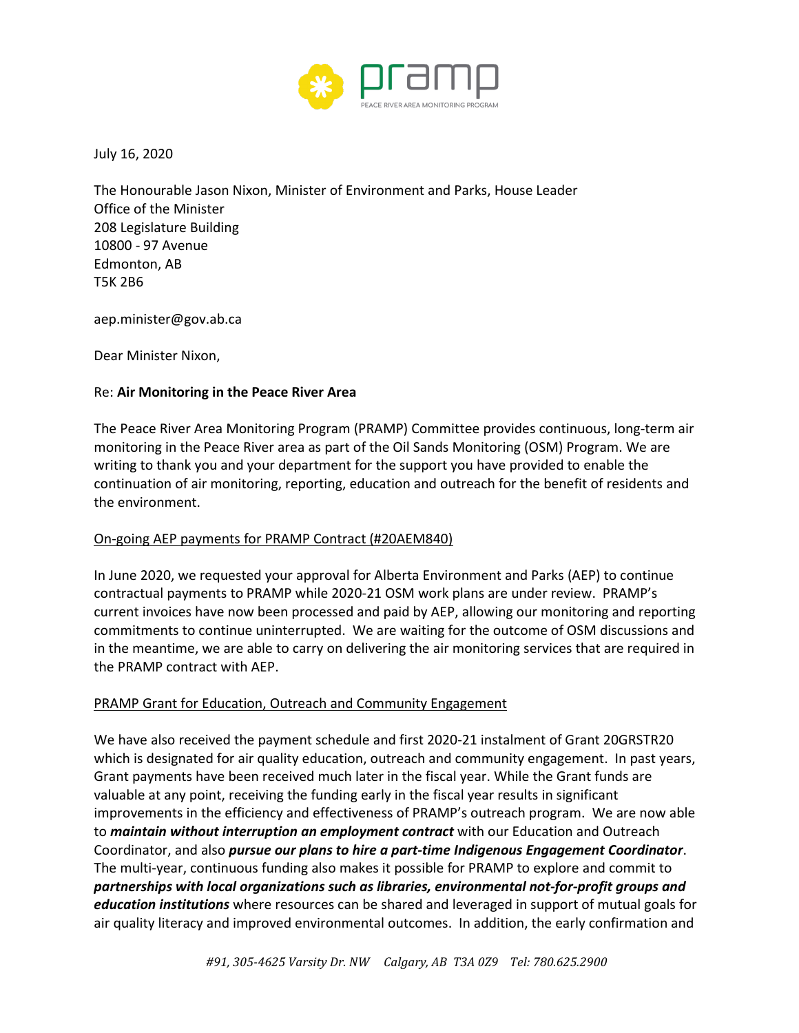pramp

PEACE RIVER AREA MONITORING PROGRAM

July 16, 2020

The Honourable Jason Nixon, Minister of Environment and Parks, House Leader
Office of the Minister
208 Legislature Building
10800 - 97 Avenue
Edmonton, AB
T5K 2B6

aep.minister@gov.ab.ca

Dear Minister Nixon,

Re: **Air Monitoring in the Peace River Area**

The Peace River Area Monitoring Program (PRAMP) Committee provides continuous, long-term air monitoring in the Peace River area as part of the Oil Sands Monitoring (OSM) Program. We are writing to thank you and your department for the support you have provided to enable the continuation of air monitoring, reporting, education and outreach for the benefit of residents and the environment.

<u>On-going AEP payments for PRAMP Contract (#20AEM840)</u>

In June 2020, we requested your approval for Alberta Environment and Parks (AEP) to continue contractual payments to PRAMP while 2020-21 OSM work plans are under review. PRAMP's current invoices have now been processed and paid by AEP, allowing our monitoring and reporting commitments to continue uninterrupted. We are waiting for the outcome of OSM discussions and in the meantime, we are able to carry on delivering the air monitoring services that are required in the PRAMP contract with AEP.

<u>PRAMP Grant for Education, Outreach and Community Engagement</u>

We have also received the payment schedule and first 2020-21 instalment of Grant 20GRSTR20 which is designated for air quality education, outreach and community engagement. In past years, Grant payments have been received much later in the fiscal year. While the Grant funds are valuable at any point, receiving the funding early in the fiscal year results in significant improvements in the efficiency and effectiveness of PRAMP's outreach program. We are now able to ***maintain without interruption an employment contract*** with our Education and Outreach Coordinator, and also ***pursue our plans to hire a part-time Indigenous Engagement Coordinator***. The multi-year, continuous funding also makes it possible for PRAMP to explore and commit to ***partnerships with local organizations such as libraries, environmental not-for-profit groups and education institutions*** where resources can be shared and leveraged in support of mutual goals for air quality literacy and improved environmental outcomes. In addition, the early confirmation and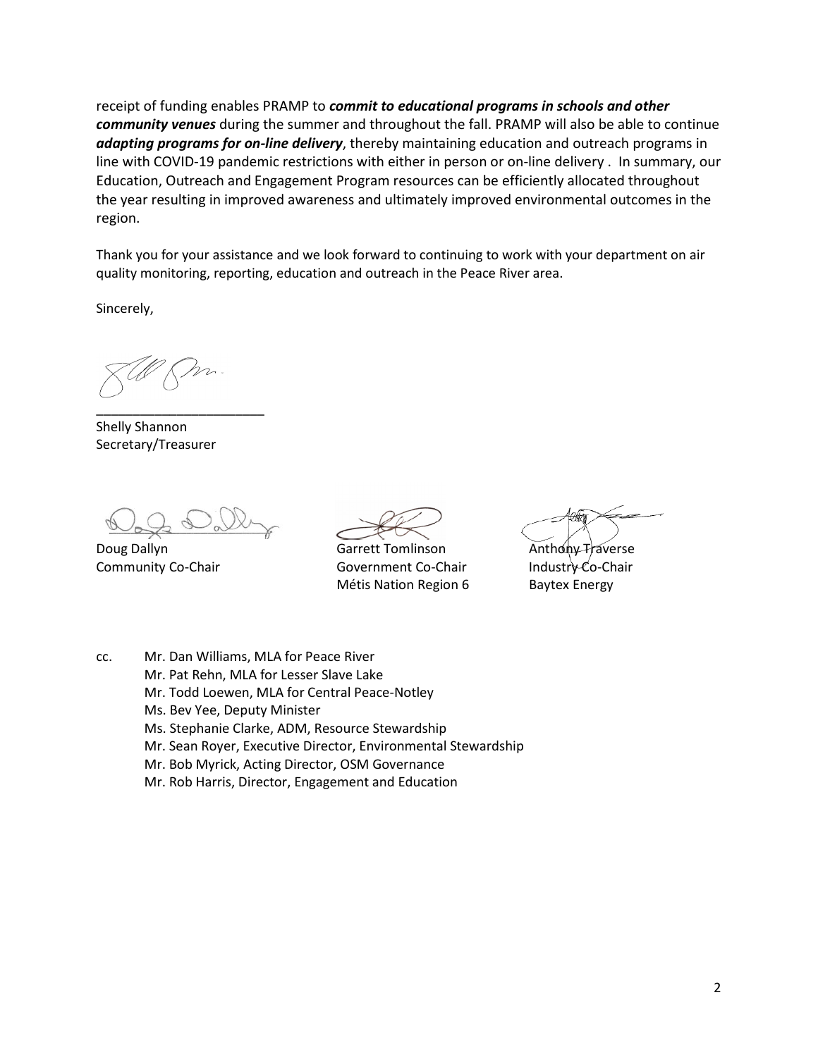receipt of funding enables PRAMP to ***commit to educational programs in schools and other community venues*** during the summer and throughout the fall. PRAMP will also be able to continue ***adapting programs for on-line delivery***, thereby maintaining education and outreach programs in line with COVID-19 pandemic restrictions with either in person or on-line delivery . In summary, our Education, Outreach and Engagement Program resources can be efficiently allocated throughout the year resulting in improved awareness and ultimately improved environmental outcomes in the region.

Thank you for your assistance and we look forward to continuing to work with your department on air quality monitoring, reporting, education and outreach in the Peace River area.

Sincerely,

\_\_\_\_\_\_\_\_\_\_\_\_\_\_\_\_\_\_\_\_\_\_\_

Shelly Shannon
Secretary/Treasurer

Doug Dallyn
Community Co-Chair

Garrett Tomlinson
Government Co-Chair
Métis Nation Region 6

Anthony Traverse
Industry Co-Chair
Baytex Energy

cc. Mr. Dan Williams, MLA for Peace River
Mr. Pat Rehn, MLA for Lesser Slave Lake
Mr. Todd Loewen, MLA for Central Peace-Notley
Ms. Bev Yee, Deputy Minister
Ms. Stephanie Clarke, ADM, Resource Stewardship
Mr. Sean Royer, Executive Director, Environmental Stewardship
Mr. Bob Myrick, Acting Director, OSM Governance
Mr. Rob Harris, Director, Engagement and Education